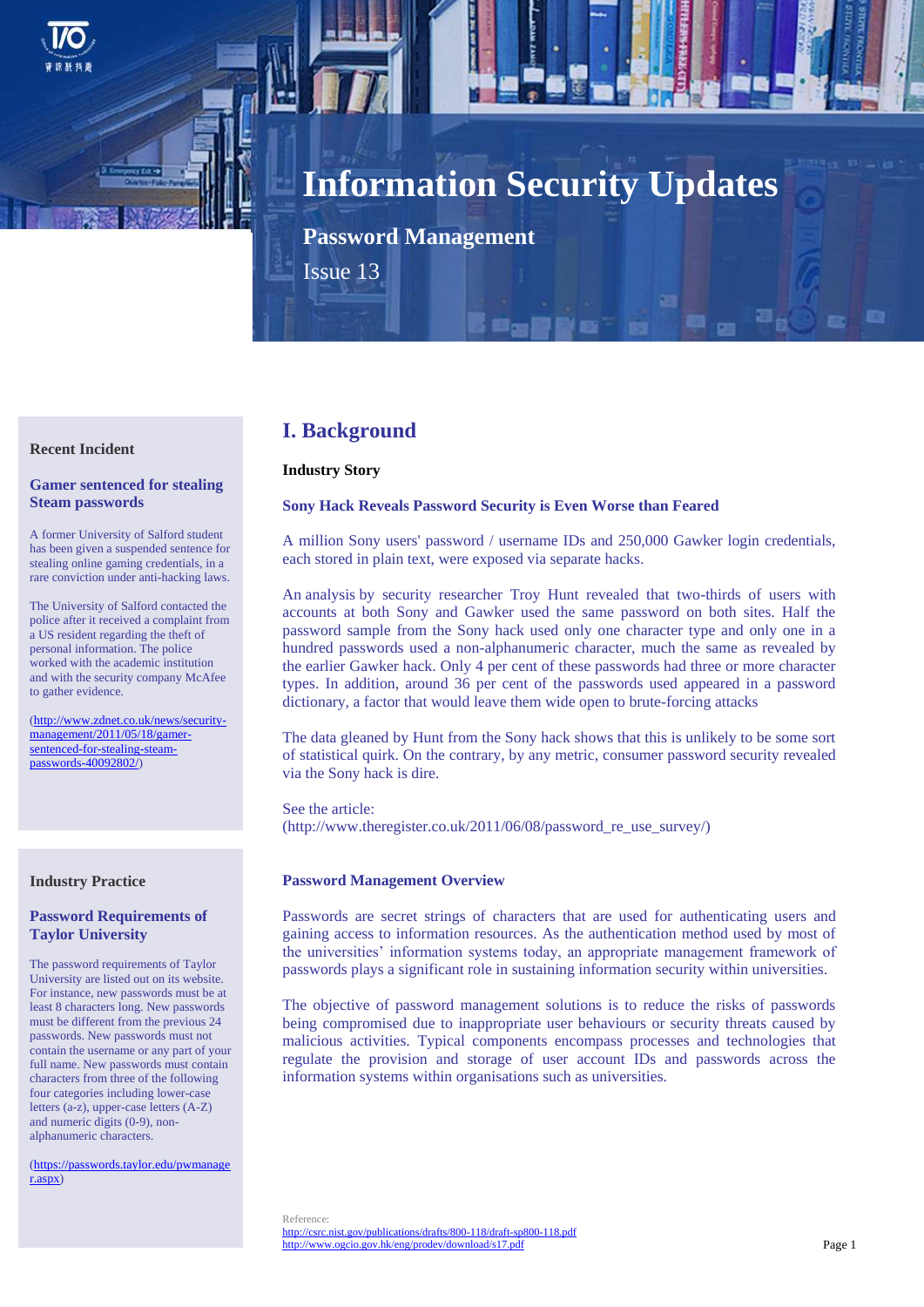# Information Security Updates

## Password Management

Issue 13

## I. Background

**Industry Story**

### Sony Hack Reveals Password Security is Even Worse than Feared

A million Sony users' password / username IDs and 250,000 Gawker login credentials, each stored in plain text, were exposed via separate hacks.

An analysis by security researcher Troy Hunt revealed that two-thirds of users with accounts at both Sony and Gawker used the same password on both sites. Half the password sample from the Sony hack used only one character type and only one in a hundred passwords used a non-alphanumeric character, much the same as revealed by the earlier Gawker hack. Only 4 per cent of these passwords had three or more character types. In addition, around 36 per cent of the passwords used appeared in a password dictionary, a factor that would leave them wide open to brute-forcing attacks

The data gleaned by Hunt from the Sony hack shows that this is unlikely to be some sort of statistical quirk. On the contrary, by any metric, consumer password security revealed via the Sony hack is dire.

See the article:
(http://www.theregister.co.uk/2011/06/08/password_re_use_survey/)

### Password Management Overview

Passwords are secret strings of characters that are used for authenticating users and gaining access to information resources. As the authentication method used by most of the universities' information systems today, an appropriate management framework of passwords plays a significant role in sustaining information security within universities.

The objective of password management solutions is to reduce the risks of passwords being compromised due to inappropriate user behaviours or security threats caused by malicious activities. Typical components encompass processes and technologies that regulate the provision and storage of user account IDs and passwords across the information systems within organisations such as universities.

Reference:
http://csrc.nist.gov/publications/drafts/800-118/draft-sp800-118.pdf
http://www.ogcio.gov.hk/eng/prodev/download/s17.pdf

---

**Recent Incident**

### Gamer sentenced for stealing Steam passwords

A former University of Salford student has been given a suspended sentence for stealing online gaming credentials, in a rare conviction under anti-hacking laws.

The University of Salford contacted the police after it received a complaint from a US resident regarding the theft of personal information. The police worked with the academic institution and with the security company McAfee to gather evidence.

(http://www.zdnet.co.uk/news/security-management/2011/05/18/gamer-sentenced-for-stealing-steam-passwords-40092802/)

**Industry Practice**

### Password Requirements of Taylor University

The password requirements of Taylor University are listed out on its website. For instance, new passwords must be at least 8 characters long. New passwords must be different from the previous 24 passwords. New passwords must not contain the username or any part of your full name. New passwords must contain characters from three of the following four categories including lower-case letters (a-z), upper-case letters (A-Z) and numeric digits (0-9), non-alphanumeric characters.

(https://passwords.taylor.edu/pwmanager.aspx)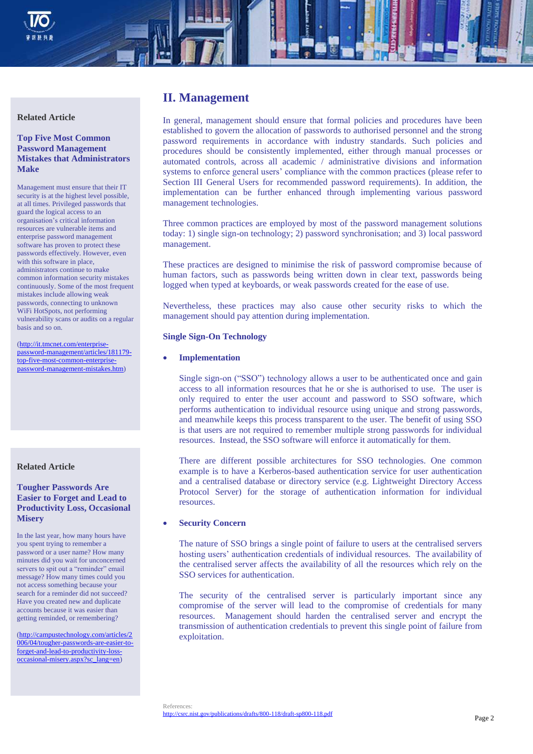## II. Management

In general, management should ensure that formal policies and procedures have been established to govern the allocation of passwords to authorised personnel and the strong password requirements in accordance with industry standards. Such policies and procedures should be consistently implemented, either through manual processes or automated controls, across all academic / administrative divisions and information systems to enforce general users' compliance with the common practices (please refer to Section III General Users for recommended password requirements). In addition, the implementation can be further enhanced through implementing various password management technologies.

Three common practices are employed by most of the password management solutions today: 1) single sign-on technology; 2) password synchronisation; and 3) local password management.

These practices are designed to minimise the risk of password compromise because of human factors, such as passwords being written down in clear text, passwords being logged when typed at keyboards, or weak passwords created for the ease of use.

Nevertheless, these practices may also cause other security risks to which the management should pay attention during implementation.

### Single Sign-On Technology

- **Implementation**

  Single sign-on ("SSO") technology allows a user to be authenticated once and gain access to all information resources that he or she is authorised to use. The user is only required to enter the user account and password to SSO software, which performs authentication to individual resource using unique and strong passwords, and meanwhile keeps this process transparent to the user. The benefit of using SSO is that users are not required to remember multiple strong passwords for individual resources. Instead, the SSO software will enforce it automatically for them.

  There are different possible architectures for SSO technologies. One common example is to have a Kerberos-based authentication service for user authentication and a centralised database or directory service (e.g. Lightweight Directory Access Protocol Server) for the storage of authentication information for individual resources.

- **Security Concern**

  The nature of SSO brings a single point of failure to users at the centralised servers hosting users' authentication credentials of individual resources. The availability of the centralised server affects the availability of all the resources which rely on the SSO services for authentication.

  The security of the centralised server is particularly important since any compromise of the server will lead to the compromise of credentials for many resources. Management should harden the centralised server and encrypt the transmission of authentication credentials to prevent this single point of failure from exploitation.

References:
http://csrc.nist.gov/publications/drafts/800-118/draft-sp800-118.pdf

---

**Related Article**

**Top Five Most Common Password Management Mistakes that Administrators Make**

Management must ensure that their IT security is at the highest level possible, at all times. Privileged passwords that guard the logical access to an organisation's critical information resources are vulnerable items and enterprise password management software has proven to protect these passwords effectively. However, even with this software in place, administrators continue to make common information security mistakes continuously. Some of the most frequent mistakes include allowing weak passwords, connecting to unknown WiFi HotSpots, not performing vulnerability scans or audits on a regular basis and so on.

(http://it.tmcnet.com/enterprise-password-management/articles/181179-top-five-most-common-enterprise-password-management-mistakes.htm)

**Related Article**

**Tougher Passwords Are Easier to Forget and Lead to Productivity Loss, Occasional Misery**

In the last year, how many hours have you spent trying to remember a password or a user name? How many minutes did you wait for unconcerned servers to spit out a "reminder" email message? How many times could you not access something because your search for a reminder did not succeed? Have you created new and duplicate accounts because it was easier than getting reminded, or remembering?

(http://campustechnology.com/articles/2006/04/tougher-passwords-are-easier-to-forget-and-lead-to-productivity-loss-occasional-misery.aspx?sc_lang=en)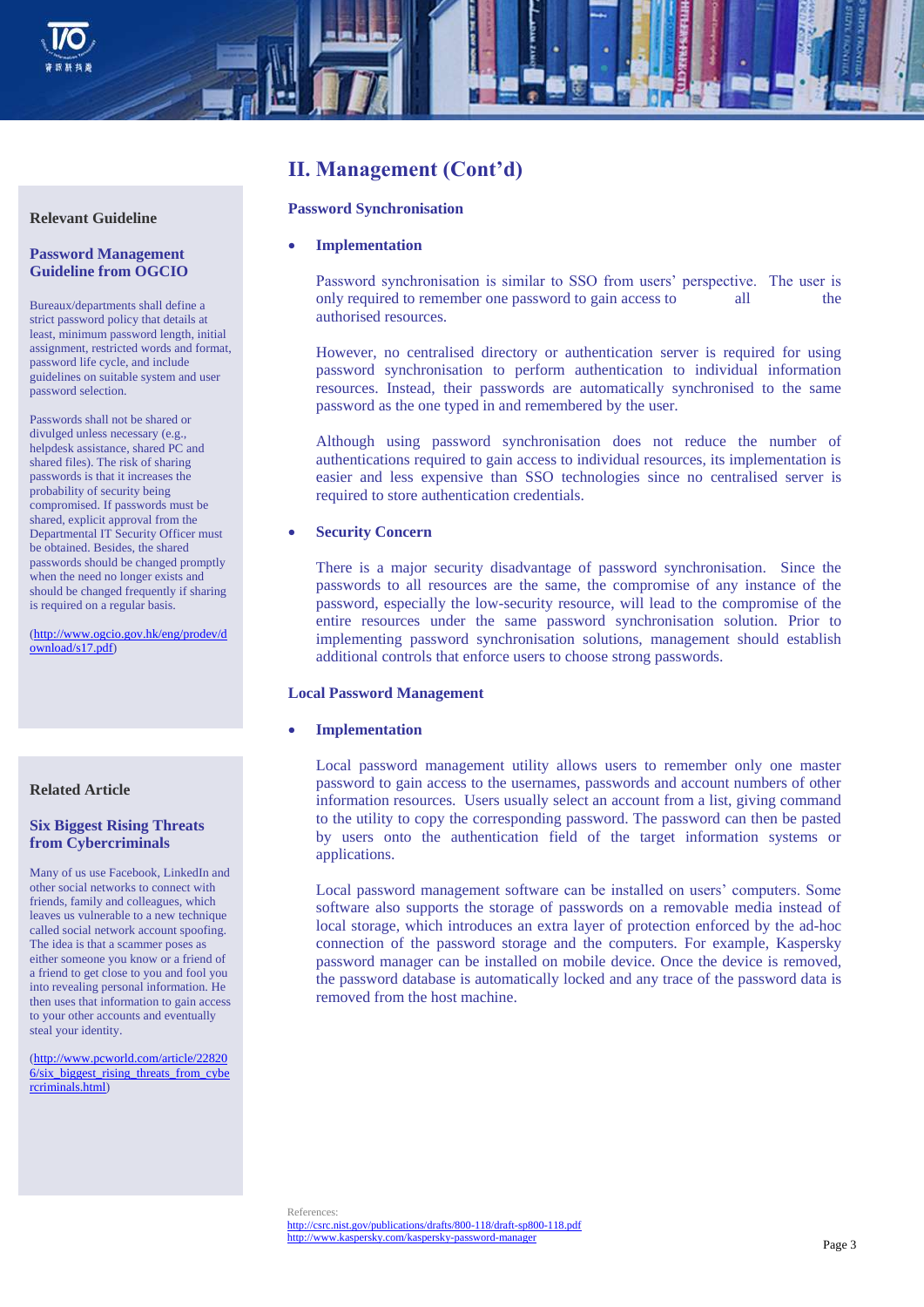## II. Management (Cont'd)

### Password Synchronisation

- **Implementation**

  Password synchronisation is similar to SSO from users' perspective. The user is only required to remember one password to gain access to all the authorised resources.

  However, no centralised directory or authentication server is required for using password synchronisation to perform authentication to individual information resources. Instead, their passwords are automatically synchronised to the same password as the one typed in and remembered by the user.

  Although using password synchronisation does not reduce the number of authentications required to gain access to individual resources, its implementation is easier and less expensive than SSO technologies since no centralised server is required to store authentication credentials.

- **Security Concern**

  There is a major security disadvantage of password synchronisation. Since the passwords to all resources are the same, the compromise of any instance of the password, especially the low-security resource, will lead to the compromise of the entire resources under the same password synchronisation solution. Prior to implementing password synchronisation solutions, management should establish additional controls that enforce users to choose strong passwords.

### Local Password Management

- **Implementation**

  Local password management utility allows users to remember only one master password to gain access to the usernames, passwords and account numbers of other information resources. Users usually select an account from a list, giving command to the utility to copy the corresponding password. The password can then be pasted by users onto the authentication field of the target information systems or applications.

  Local password management software can be installed on users' computers. Some software also supports the storage of passwords on a removable media instead of local storage, which introduces an extra layer of protection enforced by the ad-hoc connection of the password storage and the computers. For example, Kaspersky password manager can be installed on mobile device. Once the device is removed, the password database is automatically locked and any trace of the password data is removed from the host machine.

References:
http://csrc.nist.gov/publications/drafts/800-118/draft-sp800-118.pdf
http://www.kaspersky.com/kaspersky-password-manager

---

**Relevant Guideline**

**Password Management Guideline from OGCIO**

Bureaux/departments shall define a strict password policy that details at least, minimum password length, initial assignment, restricted words and format, password life cycle, and include guidelines on suitable system and user password selection.

Passwords shall not be shared or divulged unless necessary (e.g., helpdesk assistance, shared PC and shared files). The risk of sharing passwords is that it increases the probability of security being compromised. If passwords must be shared, explicit approval from the Departmental IT Security Officer must be obtained. Besides, the shared passwords should be changed promptly when the need no longer exists and should be changed frequently if sharing is required on a regular basis.

(http://www.ogcio.gov.hk/eng/prodev/download/s17.pdf)

**Related Article**

**Six Biggest Rising Threats from Cybercriminals**

Many of us use Facebook, LinkedIn and other social networks to connect with friends, family and colleagues, which leaves us vulnerable to a new technique called social network account spoofing. The idea is that a scammer poses as either someone you know or a friend of a friend to get close to you and fool you into revealing personal information. He then uses that information to gain access to your other accounts and eventually steal your identity.

(http://www.pcworld.com/article/228206/six_biggest_rising_threats_from_cybercriminals.html)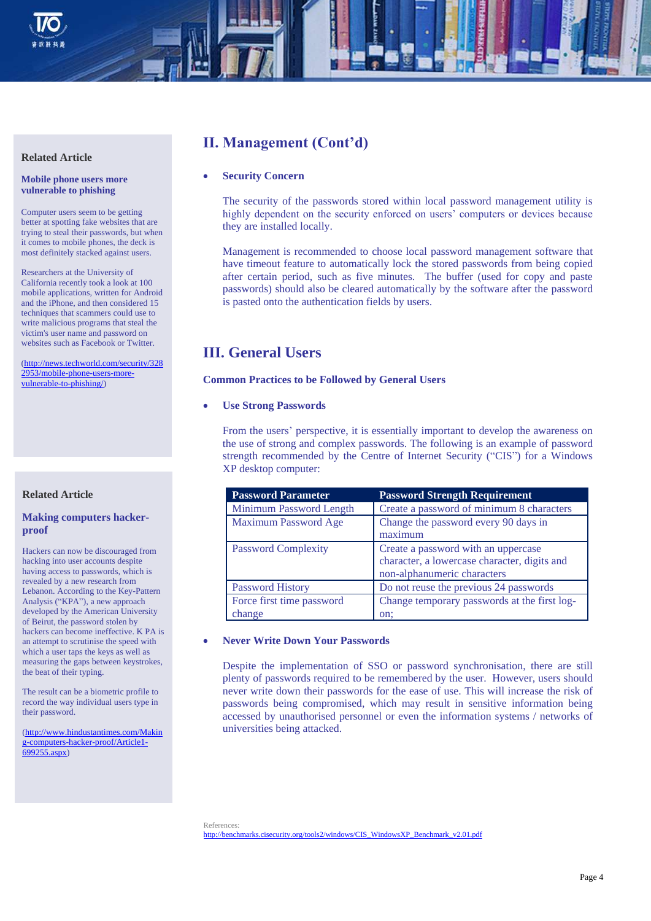## II. Management (Cont'd)

- **Security Concern**

  The security of the passwords stored within local password management utility is highly dependent on the security enforced on users' computers or devices because they are installed locally.

  Management is recommended to choose local password management software that have timeout feature to automatically lock the stored passwords from being copied after certain period, such as five minutes. The buffer (used for copy and paste passwords) should also be cleared automatically by the software after the password is pasted onto the authentication fields by users.

## III. General Users

### Common Practices to be Followed by General Users

- **Use Strong Passwords**

  From the users' perspective, it is essentially important to develop the awareness on the use of strong and complex passwords. The following is an example of password strength recommended by the Centre of Internet Security ("CIS") for a Windows XP desktop computer:

| Password Parameter | Password Strength Requirement |
|---|---|
| Minimum Password Length | Create a password of minimum 8 characters |
| Maximum Password Age | Change the password every 90 days in maximum |
| Password Complexity | Create a password with an uppercase character, a lowercase character, digits and non-alphanumeric characters |
| Password History | Do not reuse the previous 24 passwords |
| Force first time password change | Change temporary passwords at the first log-on; |

- **Never Write Down Your Passwords**

  Despite the implementation of SSO or password synchronisation, there are still plenty of passwords required to be remembered by the user. However, users should never write down their passwords for the ease of use. This will increase the risk of passwords being compromised, which may result in sensitive information being accessed by unauthorised personnel or even the information systems / networks of universities being attacked.

References:
http://benchmarks.cisecurity.org/tools2/windows/CIS_WindowsXP_Benchmark_v2.01.pdf

---

**Related Article**

**Mobile phone users more vulnerable to phishing**

Computer users seem to be getting better at spotting fake websites that are trying to steal their passwords, but when it comes to mobile phones, the deck is most definitely stacked against users.

Researchers at the University of California recently took a look at 100 mobile applications, written for Android and the iPhone, and then considered 15 techniques that scammers could use to write malicious programs that steal the victim's user name and password on websites such as Facebook or Twitter.

(http://news.techworld.com/security/3282953/mobile-phone-users-more-vulnerable-to-phishing/)

**Related Article**

**Making computers hacker-proof**

Hackers can now be discouraged from hacking into user accounts despite having access to passwords, which is revealed by a new research from Lebanon. According to the Key-Pattern Analysis ("KPA"), a new approach developed by the American University of Beirut, the password stolen by hackers can become ineffective. K PA is an attempt to scrutinise the speed with which a user taps the keys as well as measuring the gaps between keystrokes, the beat of their typing.

The result can be a biometric profile to record the way individual users type in their password.

(http://www.hindustantimes.com/Making-computers-hacker-proof/Article1-699255.aspx)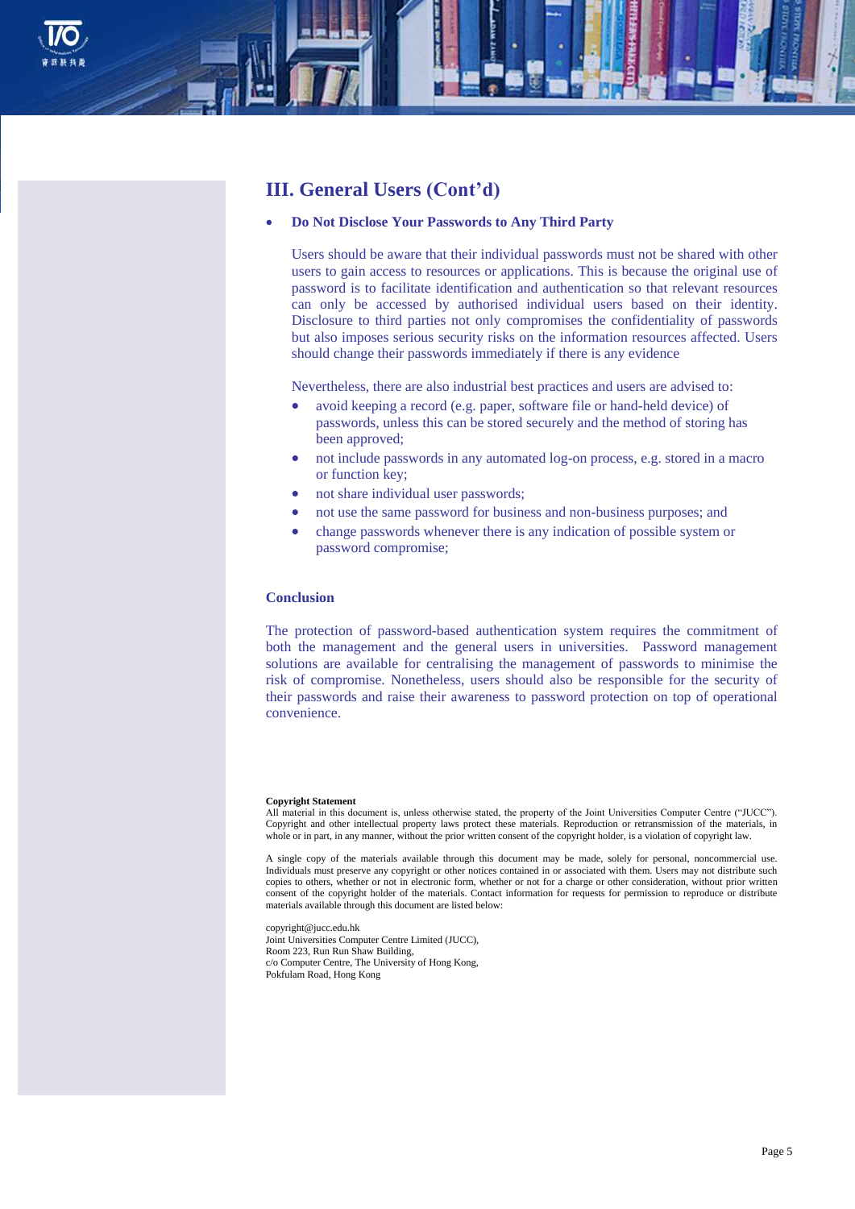## III. General Users (Cont'd)

- **Do Not Disclose Your Passwords to Any Third Party**

  Users should be aware that their individual passwords must not be shared with other users to gain access to resources or applications. This is because the original use of password is to facilitate identification and authentication so that relevant resources can only be accessed by authorised individual users based on their identity. Disclosure to third parties not only compromises the confidentiality of passwords but also imposes serious security risks on the information resources affected. Users should change their passwords immediately if there is any evidence

  Nevertheless, there are also industrial best practices and users are advised to:

  - avoid keeping a record (e.g. paper, software file or hand-held device) of passwords, unless this can be stored securely and the method of storing has been approved;
  - not include passwords in any automated log-on process, e.g. stored in a macro or function key;
  - not share individual user passwords;
  - not use the same password for business and non-business purposes; and
  - change passwords whenever there is any indication of possible system or password compromise;

### Conclusion

The protection of password-based authentication system requires the commitment of both the management and the general users in universities. Password management solutions are available for centralising the management of passwords to minimise the risk of compromise. Nonetheless, users should also be responsible for the security of their passwords and raise their awareness to password protection on top of operational convenience.

**Copyright Statement**
All material in this document is, unless otherwise stated, the property of the Joint Universities Computer Centre ("JUCC"). Copyright and other intellectual property laws protect these materials. Reproduction or retransmission of the materials, in whole or in part, in any manner, without the prior written consent of the copyright holder, is a violation of copyright law.

A single copy of the materials available through this document may be made, solely for personal, noncommercial use. Individuals must preserve any copyright or other notices contained in or associated with them. Users may not distribute such copies to others, whether or not in electronic form, whether or not for a charge or other consideration, without prior written consent of the copyright holder of the materials. Contact information for requests for permission to reproduce or distribute materials available through this document are listed below:

copyright@jucc.edu.hk
Joint Universities Computer Centre Limited (JUCC),
Room 223, Run Run Shaw Building,
c/o Computer Centre, The University of Hong Kong,
Pokfulam Road, Hong Kong